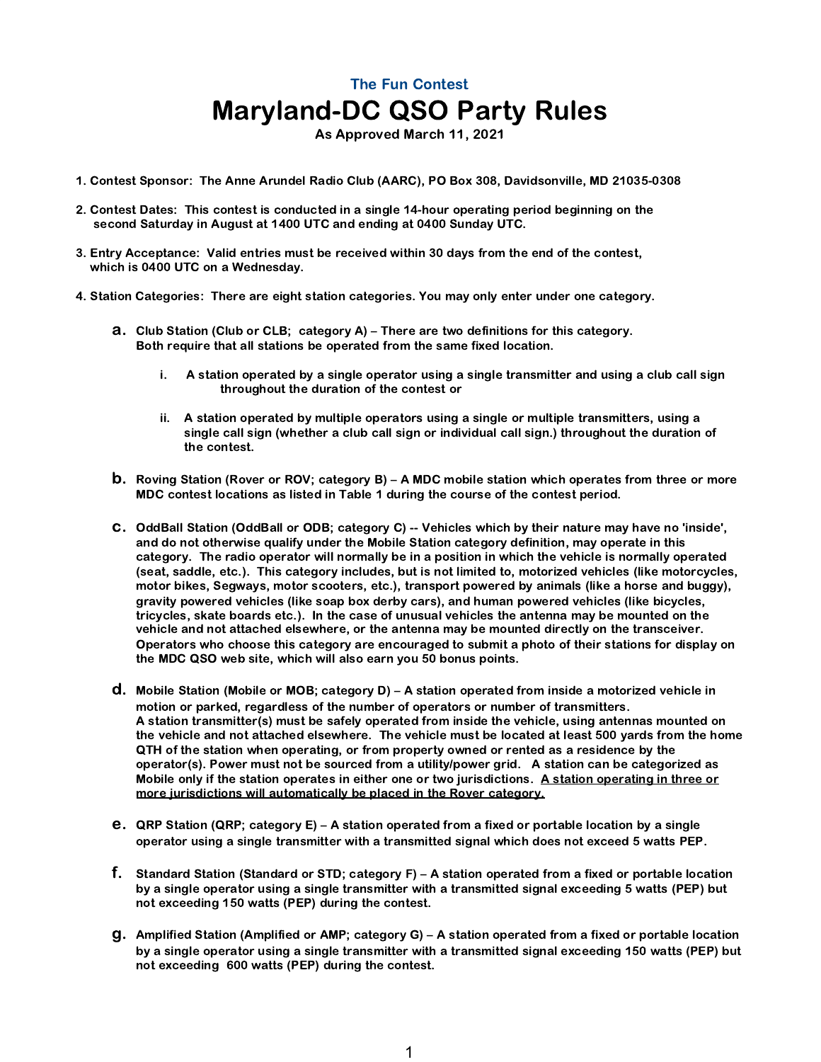### The Fun Contest

# Maryland-DC QSO Party Rules

**As Approved March 11, 2021**

1. Contest Sponsor: The Anne Arundel Radio Club (AARC), PO Box 308, Davidsonville, MD 21035-0308

2. Contest Dates: This contest is conducted in a single 14-hour operating period beginning on the second Saturday in August at 1400 UTC and ending at 0400 Sunday UTC.

3. Entry Acceptance: Valid entries must be received within 30 days from the end of the contest, which is 0400 UTC on a Wednesday.

4. Station Categories: There are eight station categories. You may only enter under one category.

   a. Club Station (Club or CLB; category A) – There are two definitions for this category. Both require that all stations be operated from the same fixed location.

      i. A station operated by a single operator using a single transmitter and using a club call sign throughout the duration of the contest or

      ii. A station operated by multiple operators using a single or multiple transmitters, using a single call sign (whether a club call sign or individual call sign.) throughout the duration of the contest.

   b. Roving Station (Rover or ROV; category B) – A MDC mobile station which operates from three or more MDC contest locations as listed in Table 1 during the course of the contest period.

   c. OddBall Station (OddBall or ODB; category C) -- Vehicles which by their nature may have no 'inside', and do not otherwise qualify under the Mobile Station category definition, may operate in this category. The radio operator will normally be in a position in which the vehicle is normally operated (seat, saddle, etc.). This category includes, but is not limited to, motorized vehicles (like motorcycles, motor bikes, Segways, motor scooters, etc.), transport powered by animals (like a horse and buggy), gravity powered vehicles (like soap box derby cars), and human powered vehicles (like bicycles, tricycles, skate boards etc.). In the case of unusual vehicles the antenna may be mounted on the vehicle and not attached elsewhere, or the antenna may be mounted directly on the transceiver. Operators who choose this category are encouraged to submit a photo of their stations for display on the MDC QSO web site, which will also earn you 50 bonus points.

   d. Mobile Station (Mobile or MOB; category D) – A station operated from inside a motorized vehicle in motion or parked, regardless of the number of operators or number of transmitters. A station transmitter(s) must be safely operated from inside the vehicle, using antennas mounted on the vehicle and not attached elsewhere. The vehicle must be located at least 500 yards from the home QTH of the station when operating, or from property owned or rented as a residence by the operator(s). Power must not be sourced from a utility/power grid. A station can be categorized as Mobile only if the station operates in either one or two jurisdictions. <u>A station operating in three or more jurisdictions will automatically be placed in the Rover category.</u>

   e. QRP Station (QRP; category E) – A station operated from a fixed or portable location by a single operator using a single transmitter with a transmitted signal which does not exceed 5 watts PEP.

   f. Standard Station (Standard or STD; category F) – A station operated from a fixed or portable location by a single operator using a single transmitter with a transmitted signal exceeding 5 watts (PEP) but not exceeding 150 watts (PEP) during the contest.

   g. Amplified Station (Amplified or AMP; category G) – A station operated from a fixed or portable location by a single operator using a single transmitter with a transmitted signal exceeding 150 watts (PEP) but not exceeding 600 watts (PEP) during the contest.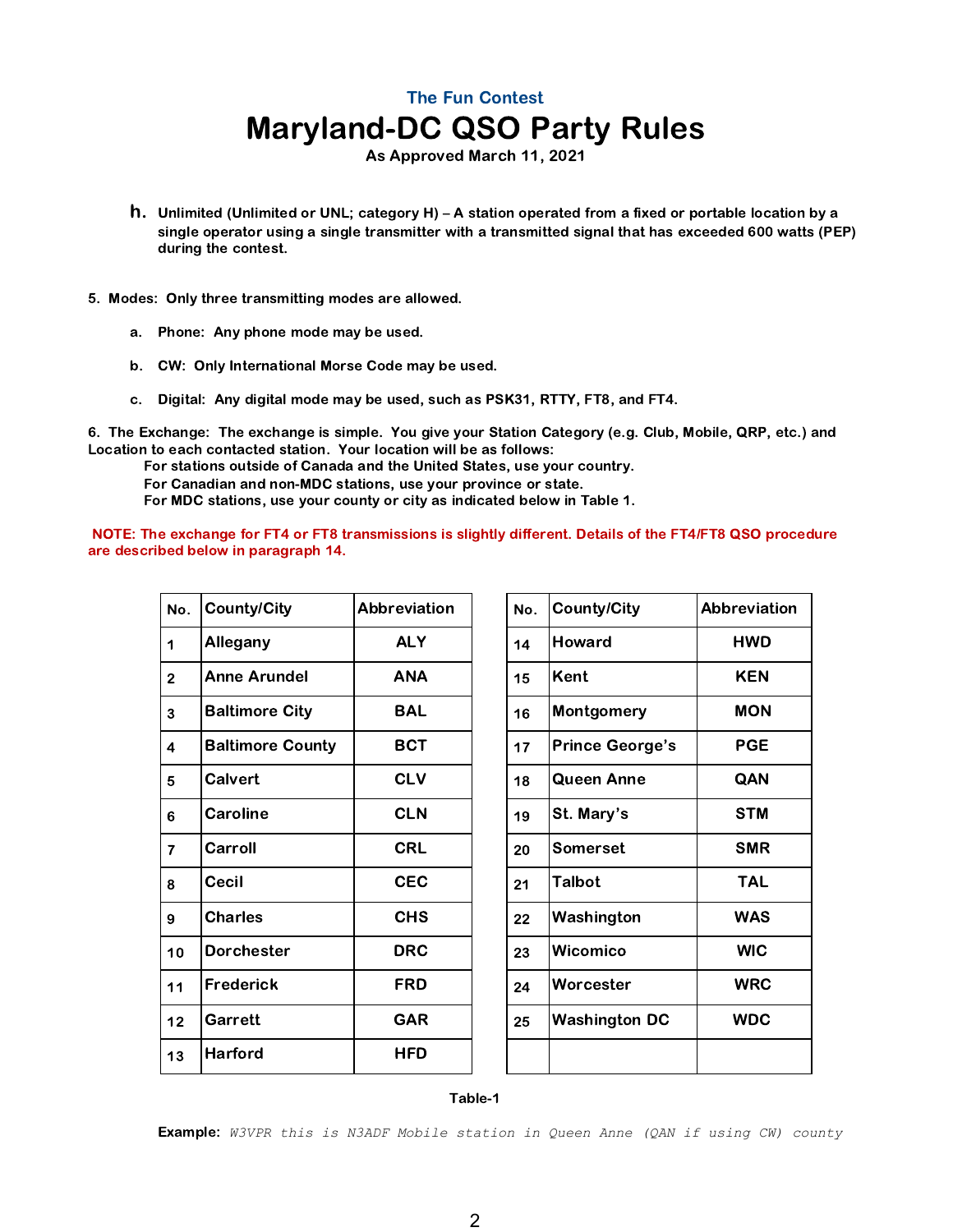The Fun Contest

# Maryland-DC QSO Party Rules

**As Approved March 11, 2021**

h. **Unlimited (Unlimited or UNL; category H) – A station operated from a fixed or portable location by a single operator using a single transmitter with a transmitted signal that has exceeded 600 watts (PEP) during the contest.**

**5. Modes: Only three transmitting modes are allowed.**

a. **Phone: Any phone mode may be used.**

b. **CW: Only International Morse Code may be used.**

c. **Digital: Any digital mode may be used, such as PSK31, RTTY, FT8, and FT4.**

**6. The Exchange: The exchange is simple. You give your Station Category (e.g. Club, Mobile, QRP, etc.) and Location to each contacted station. Your location will be as follows:**

**For stations outside of Canada and the United States, use your country.**
**For Canadian and non-MDC stations, use your province or state.**
**For MDC stations, use your county or city as indicated below in Table 1.**

**NOTE: The exchange for FT4 or FT8 transmissions is slightly different. Details of the FT4/FT8 QSO procedure are described below in paragraph 14.**

| No. | County/City | Abbreviation |
|---|---|---|
| 1 | Allegany | ALY |
| 2 | Anne Arundel | ANA |
| 3 | Baltimore City | BAL |
| 4 | Baltimore County | BCT |
| 5 | Calvert | CLV |
| 6 | Caroline | CLN |
| 7 | Carroll | CRL |
| 8 | Cecil | CEC |
| 9 | Charles | CHS |
| 10 | Dorchester | DRC |
| 11 | Frederick | FRD |
| 12 | Garrett | GAR |
| 13 | Harford | HFD |
| 14 | Howard | HWD |
| 15 | Kent | KEN |
| 16 | Montgomery | MON |
| 17 | Prince George's | PGE |
| 18 | Queen Anne | QAN |
| 19 | St. Mary's | STM |
| 20 | Somerset | SMR |
| 21 | Talbot | TAL |
| 22 | Washington | WAS |
| 23 | Wicomico | WIC |
| 24 | Worcester | WRC |
| 25 | Washington DC | WDC |

**Table-1**

**Example:** `W3VPR this is N3ADF Mobile station in Queen Anne (QAN if using CW) county`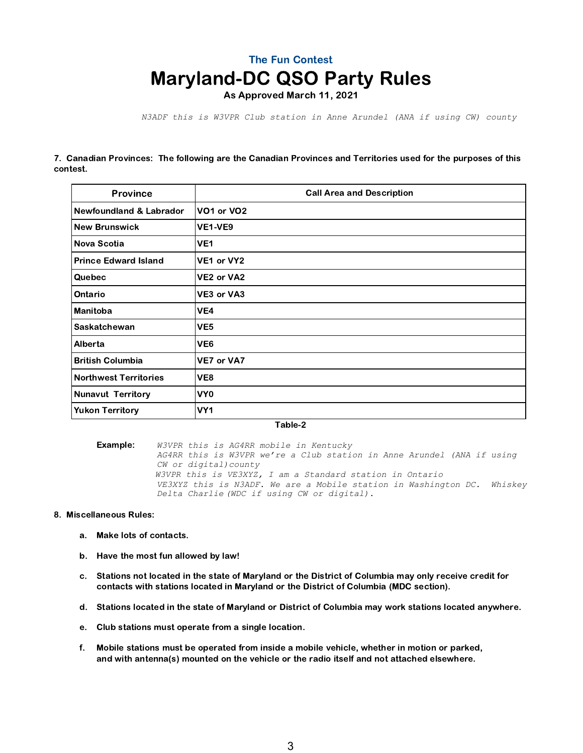The Fun Contest

# Maryland-DC QSO Party Rules

**As Approved March 11, 2021**

*N3ADF this is W3VPR Club station in Anne Arundel (ANA if using CW) county*

**7. Canadian Provinces: The following are the Canadian Provinces and Territories used for the purposes of this contest.**

| Province | Call Area and Description |
|---|---|
| Newfoundland & Labrador | VO1 or VO2 |
| New Brunswick | VE1-VE9 |
| Nova Scotia | VE1 |
| Prince Edward Island | VE1 or VY2 |
| Quebec | VE2 or VA2 |
| Ontario | VE3 or VA3 |
| Manitoba | VE4 |
| Saskatchewan | VE5 |
| Alberta | VE6 |
| British Columbia | VE7 or VA7 |
| Northwest Territories | VE8 |
| Nunavut Territory | VY0 |
| Yukon Territory | VY1 |

**Table-2**

**Example:** *W3VPR this is AG4RR mobile in Kentucky*
*AG4RR this is W3VPR we're a Club station in Anne Arundel (ANA if using CW or digital) county*
*W3VPR this is VE3XYZ, I am a Standard station in Ontario*
*VE3XYZ this is N3ADF. We are a Mobile station in Washington DC. Whiskey Delta Charlie (WDC if using CW or digital).*

**8. Miscellaneous Rules:**

a. **Make lots of contacts.**

b. **Have the most fun allowed by law!**

c. **Stations not located in the state of Maryland or the District of Columbia may only receive credit for contacts with stations located in Maryland or the District of Columbia (MDC section).**

d. **Stations located in the state of Maryland or District of Columbia may work stations located anywhere.**

e. **Club stations must operate from a single location.**

f. **Mobile stations must be operated from inside a mobile vehicle, whether in motion or parked, and with antenna(s) mounted on the vehicle or the radio itself and not attached elsewhere.**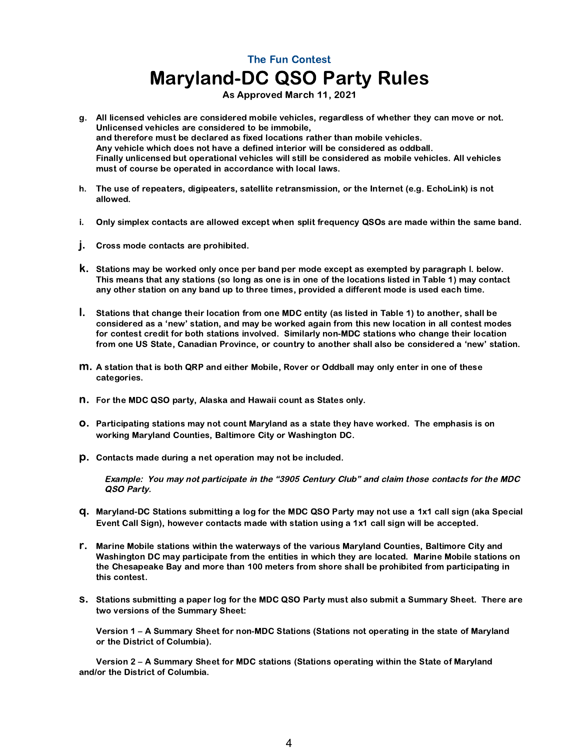The Fun Contest

# Maryland-DC QSO Party Rules

**As Approved March 11, 2021**

g. **All licensed vehicles are considered mobile vehicles, regardless of whether they can move or not. Unlicensed vehicles are considered to be immobile,**
**and therefore must be declared as fixed locations rather than mobile vehicles.**
**Any vehicle which does not have a defined interior will be considered as oddball.**
**Finally unlicensed but operational vehicles will still be considered as mobile vehicles. All vehicles must of course be operated in accordance with local laws.**

h. **The use of repeaters, digipeaters, satellite retransmission, or the Internet (e.g. EchoLink) is not allowed.**

i. **Only simplex contacts are allowed except when split frequency QSOs are made within the same band.**

j. **Cross mode contacts are prohibited.**

k. **Stations may be worked only once per band per mode except as exempted by paragraph l. below. This means that any stations (so long as one is in one of the locations listed in Table 1) may contact any other station on any band up to three times, provided a different mode is used each time.**

l. **Stations that change their location from one MDC entity (as listed in Table 1) to another, shall be considered as a 'new' station, and may be worked again from this new location in all contest modes for contest credit for both stations involved. Similarly non-MDC stations who change their location from one US State, Canadian Province, or country to another shall also be considered a 'new' station.**

m. **A station that is both QRP and either Mobile, Rover or Oddball may only enter in one of these categories.**

n. **For the MDC QSO party, Alaska and Hawaii count as States only.**

o. **Participating stations may not count Maryland as a state they have worked. The emphasis is on working Maryland Counties, Baltimore City or Washington DC.**

p. **Contacts made during a net operation may not be included.**

***Example: You may not participate in the "3905 Century Club" and claim those contacts for the MDC QSO Party.***

q. **Maryland-DC Stations submitting a log for the MDC QSO Party may not use a 1x1 call sign (aka Special Event Call Sign), however contacts made with station using a 1x1 call sign will be accepted.**

r. **Marine Mobile stations within the waterways of the various Maryland Counties, Baltimore City and Washington DC may participate from the entities in which they are located. Marine Mobile stations on the Chesapeake Bay and more than 100 meters from shore shall be prohibited from participating in this contest.**

s. **Stations submitting a paper log for the MDC QSO Party must also submit a Summary Sheet. There are two versions of the Summary Sheet:**

**Version 1 – A Summary Sheet for non-MDC Stations (Stations not operating in the state of Maryland or the District of Columbia).**

**Version 2 – A Summary Sheet for MDC stations (Stations operating within the State of Maryland and/or the District of Columbia.**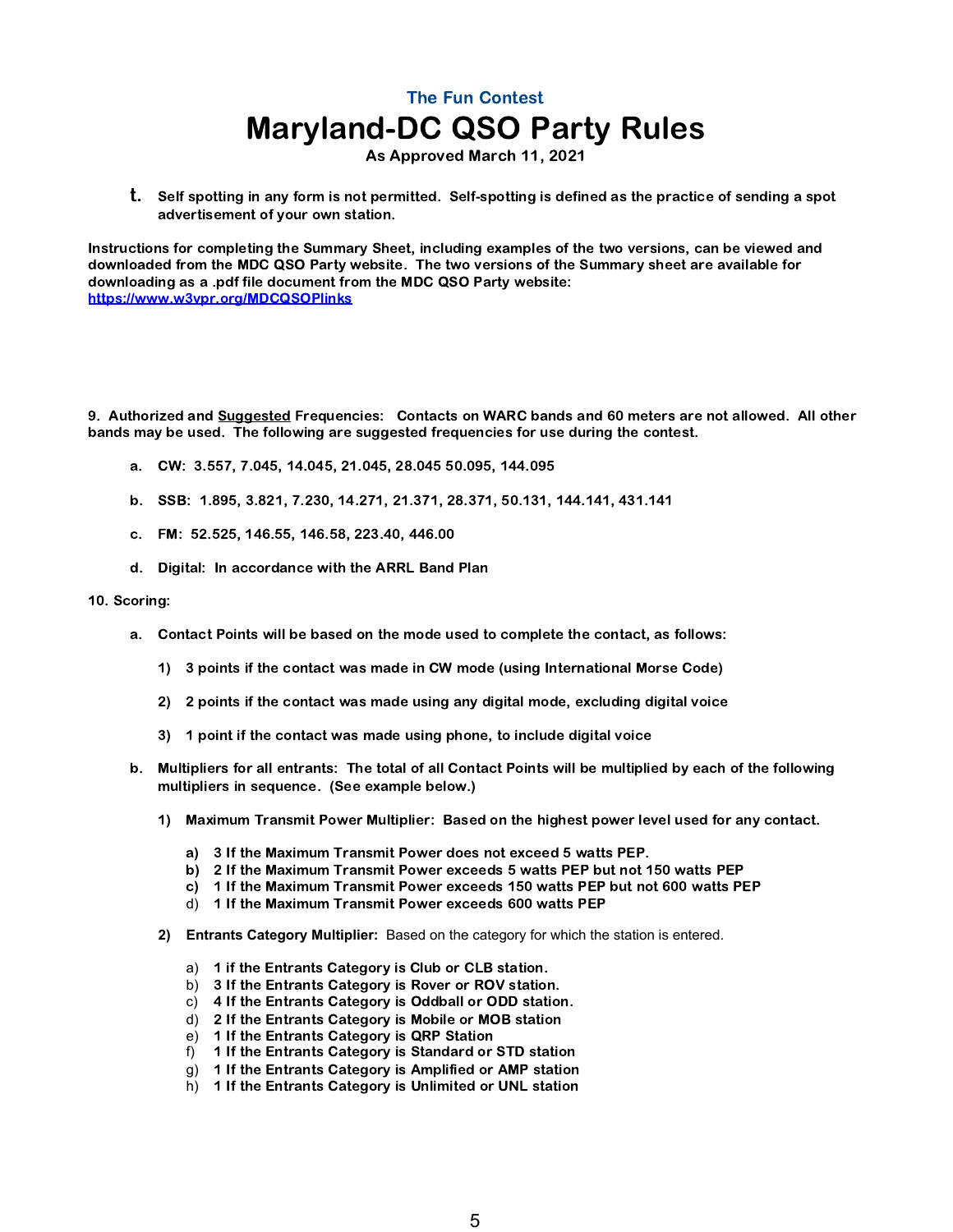The Fun Contest

# Maryland-DC QSO Party Rules

**As Approved March 11, 2021**

t. **Self spotting in any form is not permitted. Self-spotting is defined as the practice of sending a spot advertisement of your own station.**

**Instructions for completing the Summary Sheet, including examples of the two versions, can be viewed and downloaded from the MDC QSO Party website. The two versions of the Summary sheet are available for downloading as a .pdf file document from the MDC QSO Party website:**
**https://www.w3vpr.org/MDCQSOPlinks**

**9. Authorized and Suggested Frequencies: Contacts on WARC bands and 60 meters are not allowed. All other bands may be used. The following are suggested frequencies for use during the contest.**

- **a. CW: 3.557, 7.045, 14.045, 21.045, 28.045 50.095, 144.095**
- **b. SSB: 1.895, 3.821, 7.230, 14.271, 21.371, 28.371, 50.131, 144.141, 431.141**
- **c. FM: 52.525, 146.55, 146.58, 223.40, 446.00**
- **d. Digital: In accordance with the ARRL Band Plan**

**10. Scoring:**

- **a. Contact Points will be based on the mode used to complete the contact, as follows:**
  - **1) 3 points if the contact was made in CW mode (using International Morse Code)**
  - **2) 2 points if the contact was made using any digital mode, excluding digital voice**
  - **3) 1 point if the contact was made using phone, to include digital voice**
- **b. Multipliers for all entrants: The total of all Contact Points will be multiplied by each of the following multipliers in sequence. (See example below.)**
  - **1) Maximum Transmit Power Multiplier: Based on the highest power level used for any contact.**
    - **a) 3 If the Maximum Transmit Power does not exceed 5 watts PEP.**
    - **b) 2 If the Maximum Transmit Power exceeds 5 watts PEP but not 150 watts PEP**
    - **c) 1 If the Maximum Transmit Power exceeds 150 watts PEP but not 600 watts PEP**
    - d) **1 If the Maximum Transmit Power exceeds 600 watts PEP**
  - **2) Entrants Category Multiplier:** Based on the category for which the station is entered.
    - a) **1 if the Entrants Category is Club or CLB station.**
    - b) **3 If the Entrants Category is Rover or ROV station.**
    - c) **4 If the Entrants Category is Oddball or ODD station.**
    - d) **2 If the Entrants Category is Mobile or MOB station**
    - e) **1 If the Entrants Category is QRP Station**
    - f) **1 If the Entrants Category is Standard or STD station**
    - g) **1 If the Entrants Category is Amplified or AMP station**
    - h) **1 If the Entrants Category is Unlimited or UNL station**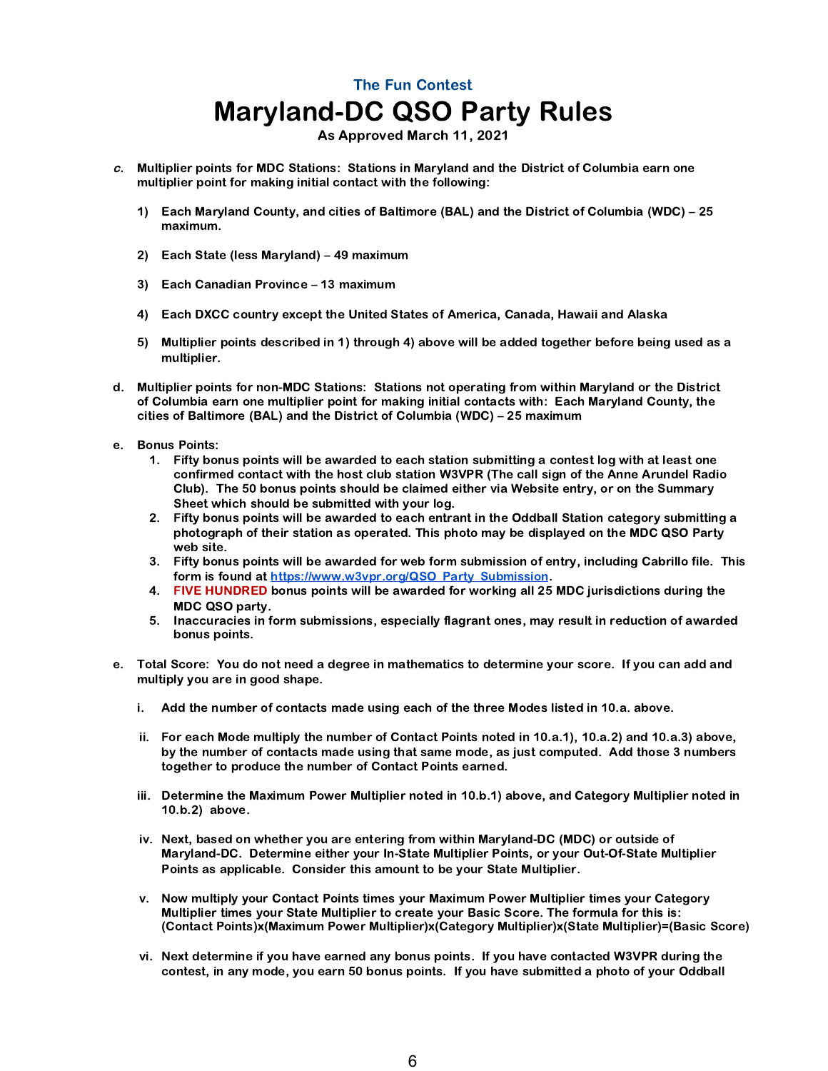The Fun Contest

# Maryland-DC QSO Party Rules

**As Approved March 11, 2021**

*c.* **Multiplier points for MDC Stations: Stations in Maryland and the District of Columbia earn one multiplier point for making initial contact with the following:**

1) **Each Maryland County, and cities of Baltimore (BAL) and the District of Columbia (WDC) – 25 maximum.**

2) **Each State (less Maryland) – 49 maximum**

3) **Each Canadian Province – 13 maximum**

4) **Each DXCC country except the United States of America, Canada, Hawaii and Alaska**

5) **Multiplier points described in 1) through 4) above will be added together before being used as a multiplier.**

d. **Multiplier points for non-MDC Stations: Stations not operating from within Maryland or the District of Columbia earn one multiplier point for making initial contacts with: Each Maryland County, the cities of Baltimore (BAL) and the District of Columbia (WDC) – 25 maximum**

e. **Bonus Points:**

1. **Fifty bonus points will be awarded to each station submitting a contest log with at least one confirmed contact with the host club station W3VPR (The call sign of the Anne Arundel Radio Club). The 50 bonus points should be claimed either via Website entry, or on the Summary Sheet which should be submitted with your log.**
2. **Fifty bonus points will be awarded to each entrant in the Oddball Station category submitting a photograph of their station as operated. This photo may be displayed on the MDC QSO Party web site.**
3. **Fifty bonus points will be awarded for web form submission of entry, including Cabrillo file. This form is found at [https://www.w3vpr.org/QSO_Party_Submission](https://www.w3vpr.org/QSO_Party_Submission).**
4. **FIVE HUNDRED bonus points will be awarded for working all 25 MDC jurisdictions during the MDC QSO party.**
5. **Inaccuracies in form submissions, especially flagrant ones, may result in reduction of awarded bonus points.**

e. **Total Score: You do not need a degree in mathematics to determine your score. If you can add and multiply you are in good shape.**

i. **Add the number of contacts made using each of the three Modes listed in 10.a. above.**

ii. **For each Mode multiply the number of Contact Points noted in 10.a.1), 10.a.2) and 10.a.3) above, by the number of contacts made using that same mode, as just computed. Add those 3 numbers together to produce the number of Contact Points earned.**

iii. **Determine the Maximum Power Multiplier noted in 10.b.1) above, and Category Multiplier noted in 10.b.2) above.**

iv. **Next, based on whether you are entering from within Maryland-DC (MDC) or outside of Maryland-DC. Determine either your In-State Multiplier Points, or your Out-Of-State Multiplier Points as applicable. Consider this amount to be your State Multiplier.**

v. **Now multiply your Contact Points times your Maximum Power Multiplier times your Category Multiplier times your State Multiplier to create your Basic Score. The formula for this is: (Contact Points)x(Maximum Power Multiplier)x(Category Multiplier)x(State Multiplier)=(Basic Score)**

vi. **Next determine if you have earned any bonus points. If you have contacted W3VPR during the contest, in any mode, you earn 50 bonus points. If you have submitted a photo of your Oddball**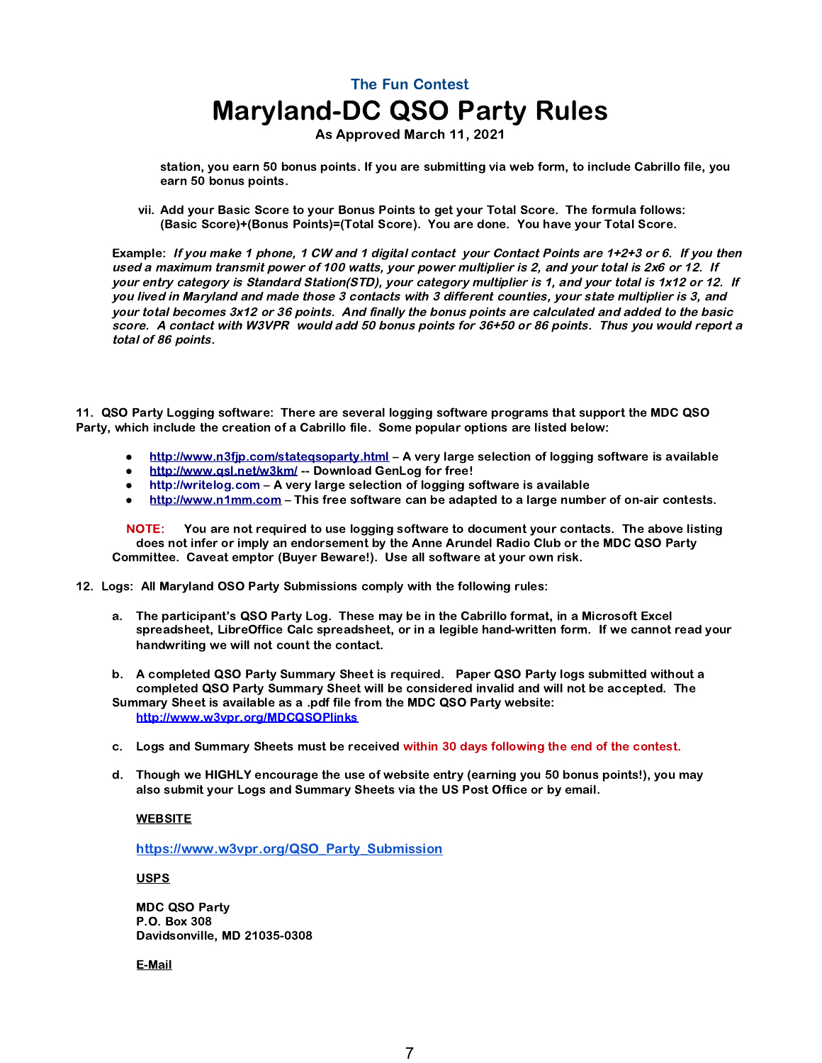station, you earn 50 bonus points. If you are submitting via web form, to include Cabrillo file, you earn 50 bonus points.

vii. Add your Basic Score to your Bonus Points to get your Total Score. The formula follows: (Basic Score)+(Bonus Points)=(Total Score). You are done. You have your Total Score.

Example: *If you make 1 phone, 1 CW and 1 digital contact your Contact Points are 1+2+3 or 6. If you then used a maximum transmit power of 100 watts, your power multiplier is 2, and your total is 2x6 or 12. If your entry category is Standard Station(STD), your category multiplier is 1, and your total is 1x12 or 12. If you lived in Maryland and made those 3 contacts with 3 different counties, your state multiplier is 3, and your total becomes 3x12 or 36 points. And finally the bonus points are calculated and added to the basic score. A contact with W3VPR would add 50 bonus points for 36+50 or 86 points. Thus you would report a total of 86 points.*

11. QSO Party Logging software: There are several logging software programs that support the MDC QSO Party, which include the creation of a Cabrillo file. Some popular options are listed below:

- http://www.n3fjp.com/stateqsoparty.html – A very large selection of logging software is available
- http://www.qsl.net/w3km/ -- Download GenLog for free!
- http://writelog.com – A very large selection of logging software is available
- http://www.n1mm.com – This free software can be adapted to a large number of on-air contests.

**NOTE:** You are not required to use logging software to document your contacts. The above listing does not infer or imply an endorsement by the Anne Arundel Radio Club or the MDC QSO Party Committee. Caveat emptor (Buyer Beware!). Use all software at your own risk.

12. Logs: All Maryland OSO Party Submissions comply with the following rules:

a. The participant's QSO Party Log. These may be in the Cabrillo format, in a Microsoft Excel spreadsheet, LibreOffice Calc spreadsheet, or in a legible hand-written form. If we cannot read your handwriting we will not count the contact.

b. A completed QSO Party Summary Sheet is required. Paper QSO Party logs submitted without a completed QSO Party Summary Sheet will be considered invalid and will not be accepted. The Summary Sheet is available as a .pdf file from the MDC QSO Party website: http://www.w3vpr.org/MDCQSOPlinks

c. Logs and Summary Sheets must be received within 30 days following the end of the contest.

d. Though we HIGHLY encourage the use of website entry (earning you 50 bonus points!), you may also submit your Logs and Summary Sheets via the US Post Office or by email.

**WEBSITE**

https://www.w3vpr.org/QSO_Party_Submission

**USPS**

MDC QSO Party
P.O. Box 308
Davidsonville, MD 21035-0308

**E-Mail**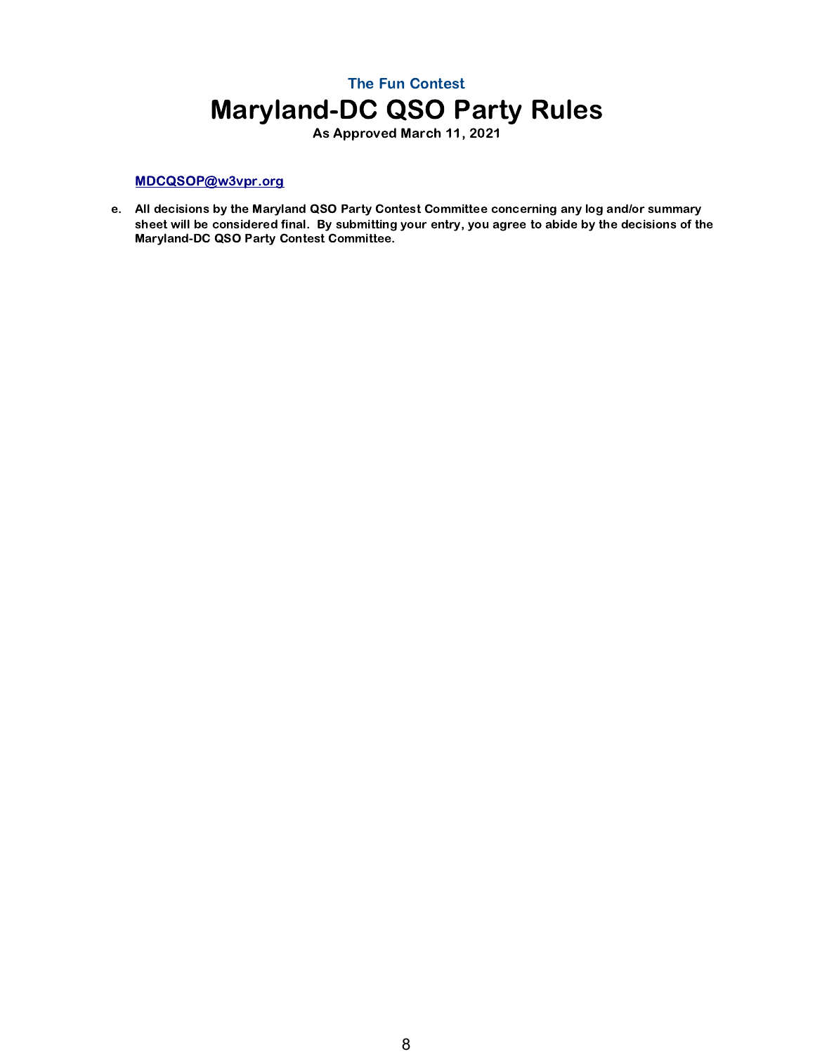MDCQSOP@w3vpr.org

e. **All decisions by the Maryland QSO Party Contest Committee concerning any log and/or summary sheet will be considered final. By submitting your entry, you agree to abide by the decisions of the Maryland-DC QSO Party Contest Committee.**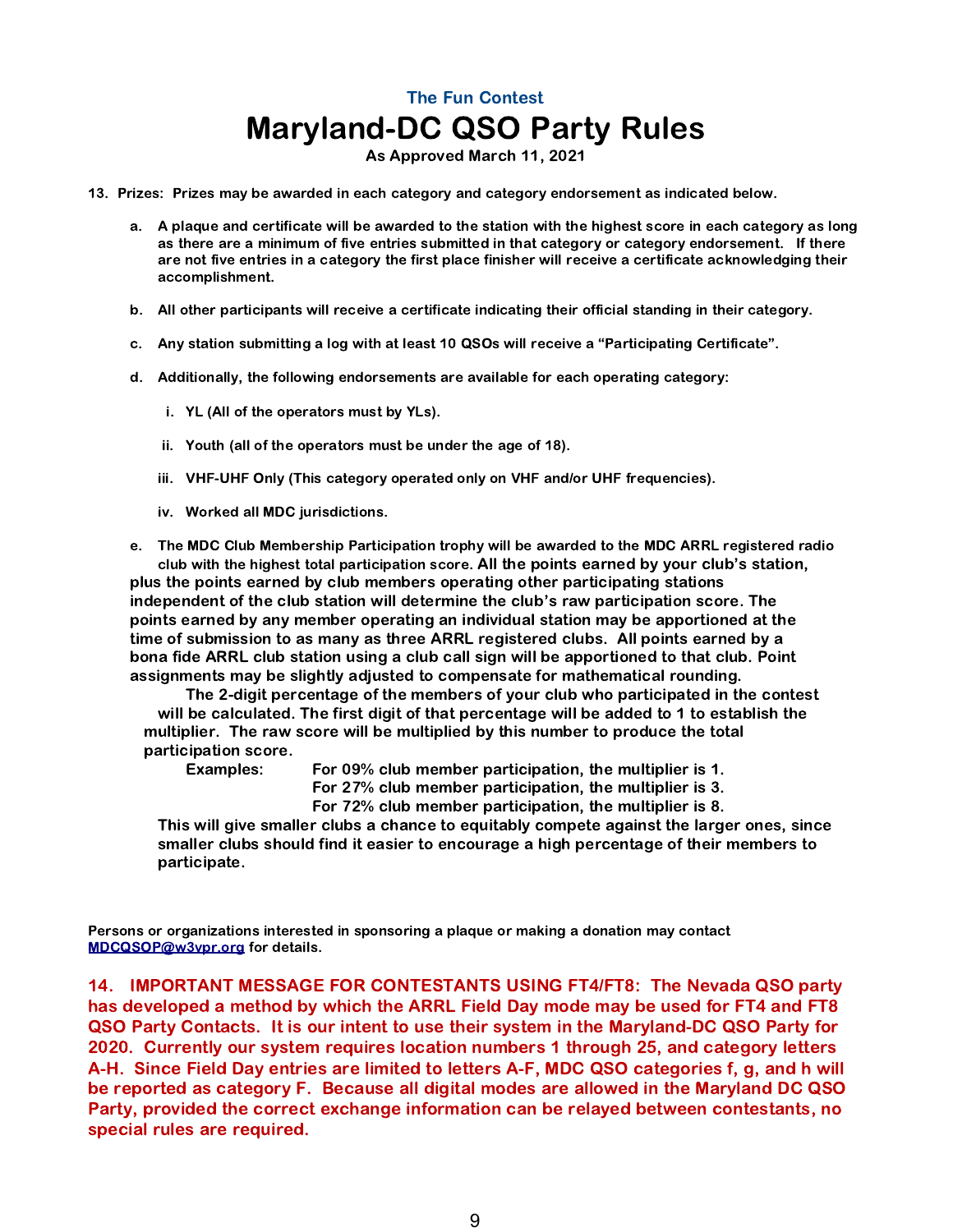The Fun Contest

# Maryland-DC QSO Party Rules

**As Approved March 11, 2021**

**13. Prizes: Prizes may be awarded in each category and category endorsement as indicated below.**

**a. A plaque and certificate will be awarded to the station with the highest score in each category as long as there are a minimum of five entries submitted in that category or category endorsement. If there are not five entries in a category the first place finisher will receive a certificate acknowledging their accomplishment.**

**b. All other participants will receive a certificate indicating their official standing in their category.**

**c. Any station submitting a log with at least 10 QSOs will receive a "Participating Certificate".**

**d. Additionally, the following endorsements are available for each operating category:**

**i. YL (All of the operators must by YLs).**

**ii. Youth (all of the operators must be under the age of 18).**

**iii. VHF-UHF Only (This category operated only on VHF and/or UHF frequencies).**

**iv. Worked all MDC jurisdictions.**

**e. The MDC Club Membership Participation trophy will be awarded to the MDC ARRL registered radio club with the highest total participation score. All the points earned by your club's station, plus the points earned by club members operating other participating stations independent of the club station will determine the club's raw participation score. The points earned by any member operating an individual station may be apportioned at the time of submission to as many as three ARRL registered clubs. All points earned by a bona fide ARRL club station using a club call sign will be apportioned to that club. Point assignments may be slightly adjusted to compensate for mathematical rounding.**

**The 2-digit percentage of the members of your club who participated in the contest will be calculated. The first digit of that percentage will be added to 1 to establish the multiplier. The raw score will be multiplied by this number to produce the total participation score.**

**Examples: For 09% club member participation, the multiplier is 1.**
**For 27% club member participation, the multiplier is 3.**
**For 72% club member participation, the multiplier is 8.**

**This will give smaller clubs a chance to equitably compete against the larger ones, since smaller clubs should find it easier to encourage a high percentage of their members to participate.**

**Persons or organizations interested in sponsoring a plaque or making a donation may contact [MDCQSOP@w3vpr.org](mailto:MDCQSOP@w3vpr.org) for details.**

**14. IMPORTANT MESSAGE FOR CONTESTANTS USING FT4/FT8: The Nevada QSO party has developed a method by which the ARRL Field Day mode may be used for FT4 and FT8 QSO Party Contacts. It is our intent to use their system in the Maryland-DC QSO Party for 2020. Currently our system requires location numbers 1 through 25, and category letters A-H. Since Field Day entries are limited to letters A-F, MDC QSO categories f, g, and h will be reported as category F. Because all digital modes are allowed in the Maryland DC QSO Party, provided the correct exchange information can be relayed between contestants, no special rules are required.**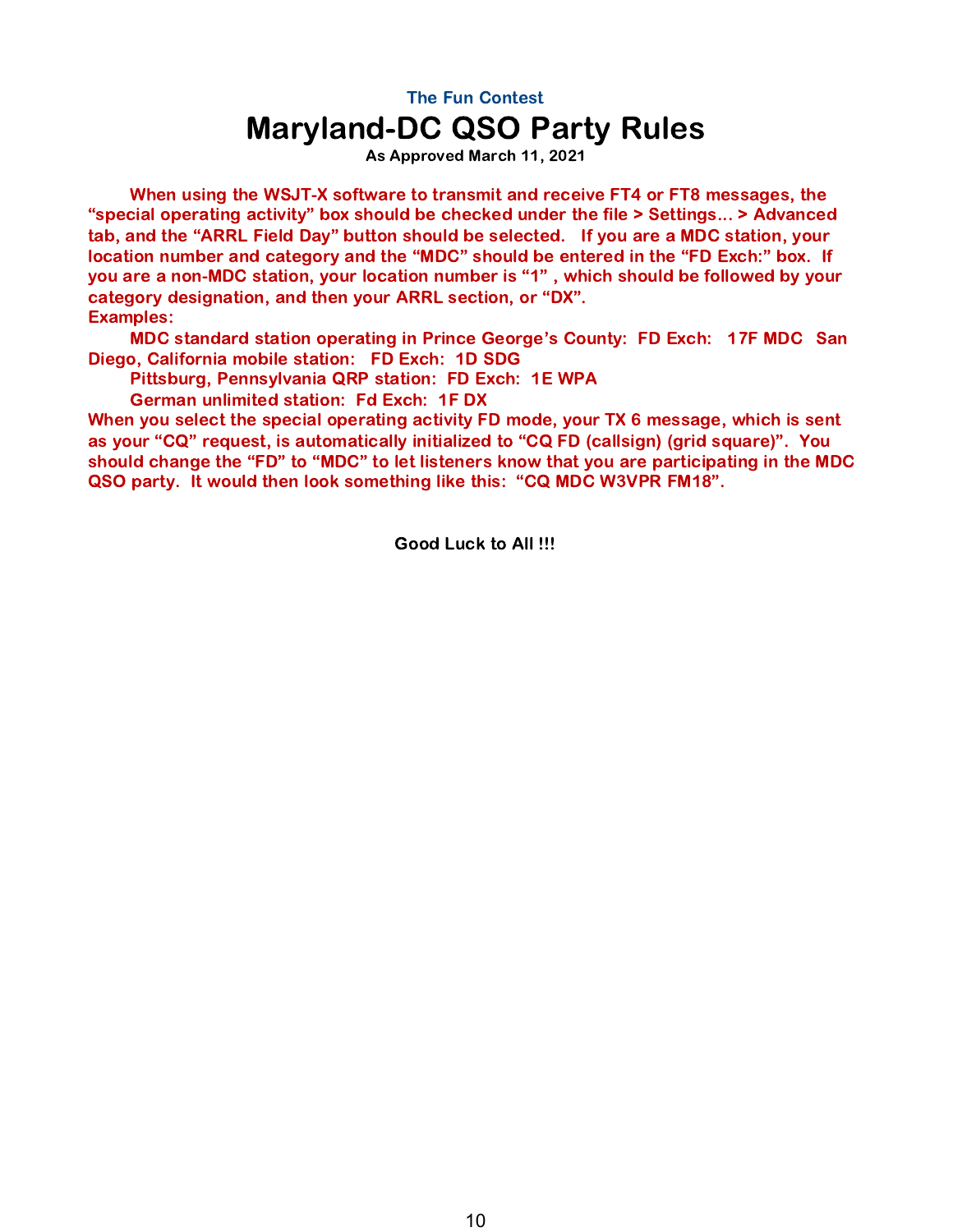### The Fun Contest

# Maryland-DC QSO Party Rules

**As Approved March 11, 2021**

**When using the WSJT-X software to transmit and receive FT4 or FT8 messages, the "special operating activity" box should be checked under the file > Settings… > Advanced tab, and the "ARRL Field Day" button should be selected. If you are a MDC station, your location number and category and the "MDC" should be entered in the "FD Exch:" box. If you are a non-MDC station, your location number is "1" , which should be followed by your category designation, and then your ARRL section, or "DX".**

**Examples:**

**MDC standard station operating in Prince George's County: FD Exch: 17F MDC San Diego, California mobile station: FD Exch: 1D SDG**

**Pittsburg, Pennsylvania QRP station: FD Exch: 1E WPA**

**German unlimited station: Fd Exch: 1F DX**

**When you select the special operating activity FD mode, your TX 6 message, which is sent as your "CQ" request, is automatically initialized to "CQ FD (callsign) (grid square)". You should change the "FD" to "MDC" to let listeners know that you are participating in the MDC QSO party. It would then look something like this: "CQ MDC W3VPR FM18".**

**Good Luck to All !!!**